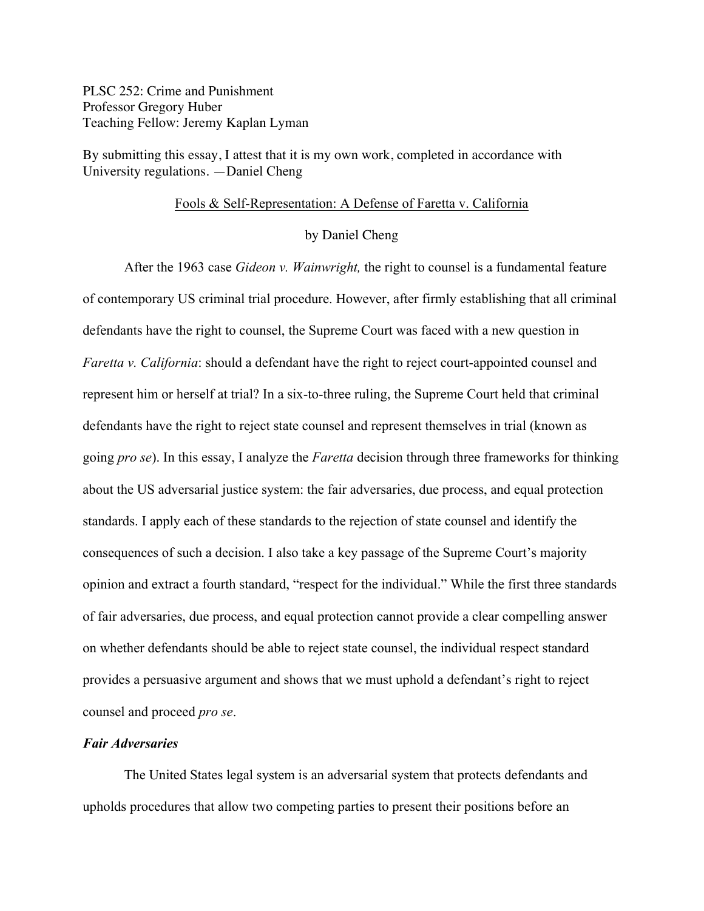PLSC 252: Crime and Punishment
Professor Gregory Huber
Teaching Fellow: Jeremy Kaplan Lyman

By submitting this essay, I attest that it is my own work, completed in accordance with University regulations. —Daniel Cheng

# Fools & Self-Representation: A Defense of Faretta v. California

by Daniel Cheng

After the 1963 case *Gideon v. Wainwright,* the right to counsel is a fundamental feature of contemporary US criminal trial procedure. However, after firmly establishing that all criminal defendants have the right to counsel, the Supreme Court was faced with a new question in *Faretta v. California*: should a defendant have the right to reject court-appointed counsel and represent him or herself at trial? In a six-to-three ruling, the Supreme Court held that criminal defendants have the right to reject state counsel and represent themselves in trial (known as going *pro se*). In this essay, I analyze the *Faretta* decision through three frameworks for thinking about the US adversarial justice system: the fair adversaries, due process, and equal protection standards. I apply each of these standards to the rejection of state counsel and identify the consequences of such a decision. I also take a key passage of the Supreme Court's majority opinion and extract a fourth standard, "respect for the individual." While the first three standards of fair adversaries, due process, and equal protection cannot provide a clear compelling answer on whether defendants should be able to reject state counsel, the individual respect standard provides a persuasive argument and shows that we must uphold a defendant's right to reject counsel and proceed *pro se*.

## *Fair Adversaries*

The United States legal system is an adversarial system that protects defendants and upholds procedures that allow two competing parties to present their positions before an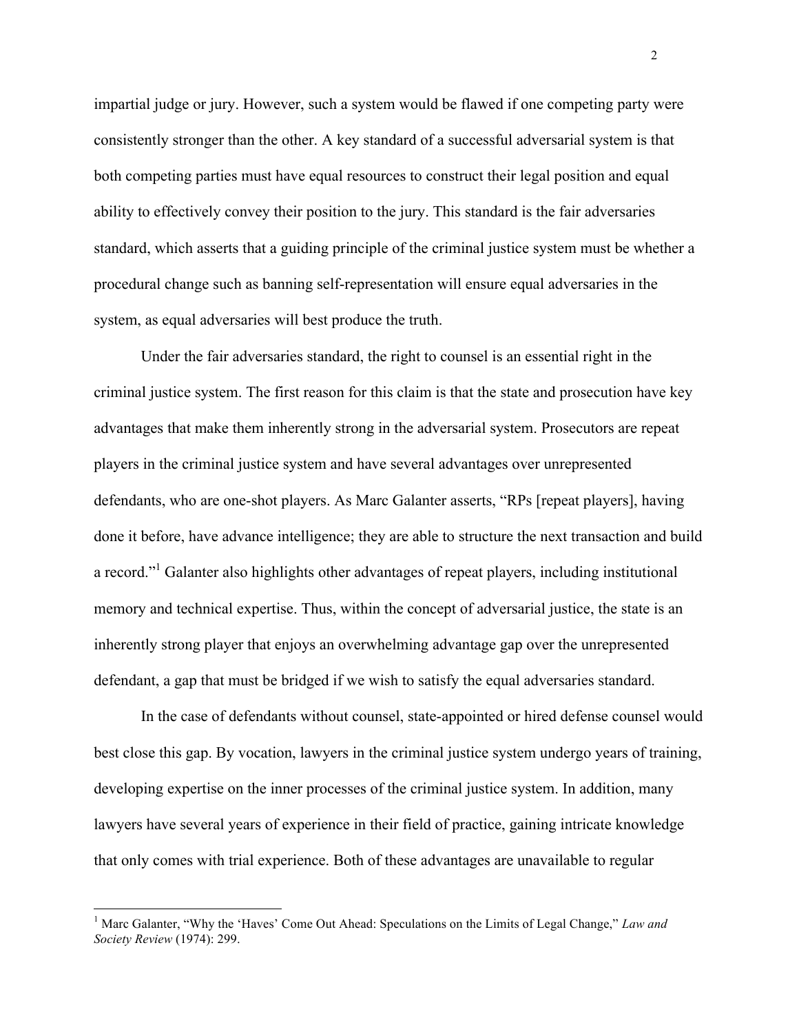impartial judge or jury. However, such a system would be flawed if one competing party were consistently stronger than the other. A key standard of a successful adversarial system is that both competing parties must have equal resources to construct their legal position and equal ability to effectively convey their position to the jury. This standard is the fair adversaries standard, which asserts that a guiding principle of the criminal justice system must be whether a procedural change such as banning self-representation will ensure equal adversaries in the system, as equal adversaries will best produce the truth.

Under the fair adversaries standard, the right to counsel is an essential right in the criminal justice system. The first reason for this claim is that the state and prosecution have key advantages that make them inherently strong in the adversarial system. Prosecutors are repeat players in the criminal justice system and have several advantages over unrepresented defendants, who are one-shot players. As Marc Galanter asserts, "RPs [repeat players], having done it before, have advance intelligence; they are able to structure the next transaction and build a record."[1] Galanter also highlights other advantages of repeat players, including institutional memory and technical expertise. Thus, within the concept of adversarial justice, the state is an inherently strong player that enjoys an overwhelming advantage gap over the unrepresented defendant, a gap that must be bridged if we wish to satisfy the equal adversaries standard.

In the case of defendants without counsel, state-appointed or hired defense counsel would best close this gap. By vocation, lawyers in the criminal justice system undergo years of training, developing expertise on the inner processes of the criminal justice system. In addition, many lawyers have several years of experience in their field of practice, gaining intricate knowledge that only comes with trial experience. Both of these advantages are unavailable to regular

---

[1] Marc Galanter, "Why the 'Haves' Come Out Ahead: Speculations on the Limits of Legal Change," *Law and Society Review* (1974): 299.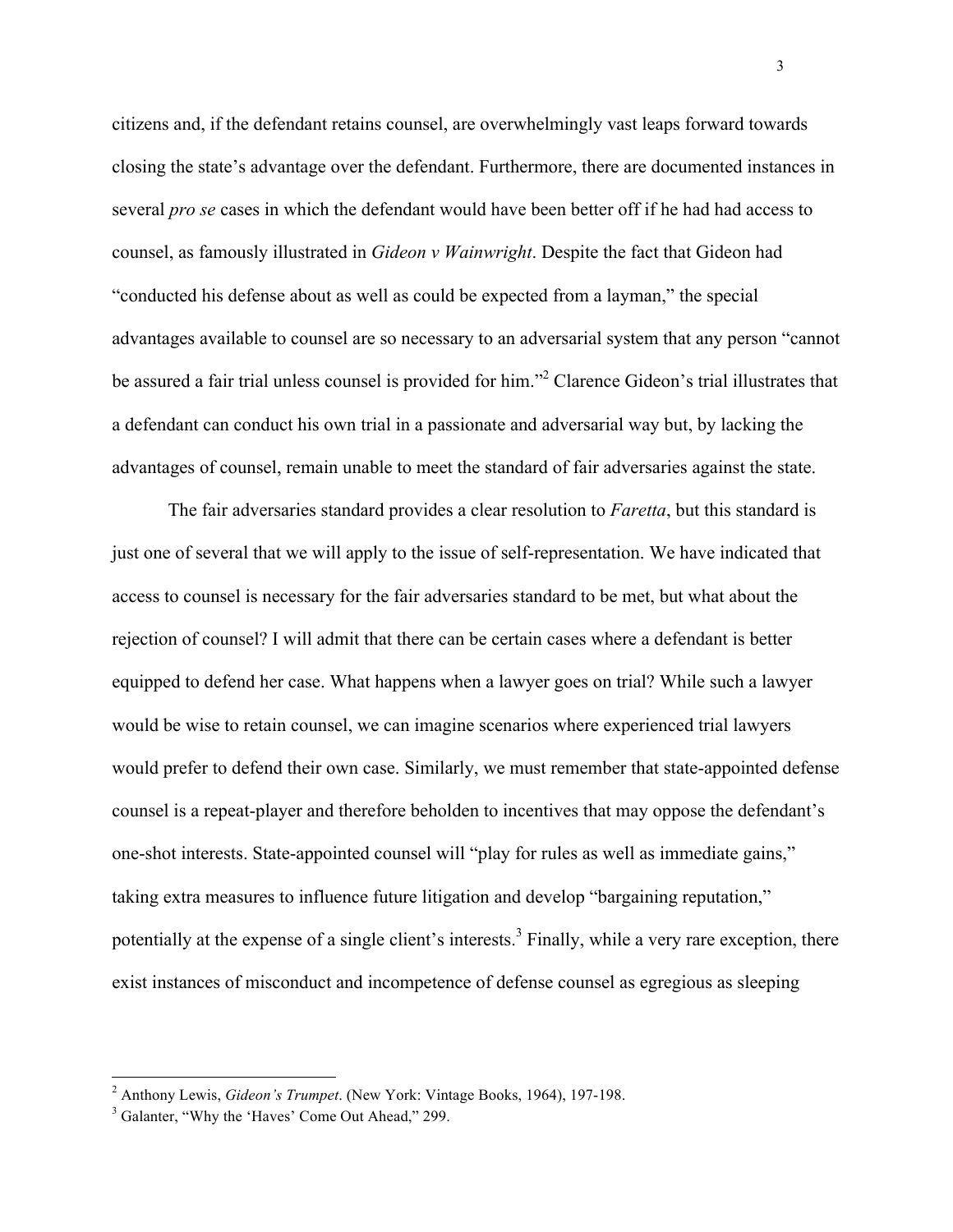citizens and, if the defendant retains counsel, are overwhelmingly vast leaps forward towards closing the state's advantage over the defendant. Furthermore, there are documented instances in several *pro se* cases in which the defendant would have been better off if he had had access to counsel, as famously illustrated in *Gideon v Wainwright*. Despite the fact that Gideon had "conducted his defense about as well as could be expected from a layman," the special advantages available to counsel are so necessary to an adversarial system that any person "cannot be assured a fair trial unless counsel is provided for him."[2] Clarence Gideon's trial illustrates that a defendant can conduct his own trial in a passionate and adversarial way but, by lacking the advantages of counsel, remain unable to meet the standard of fair adversaries against the state.

The fair adversaries standard provides a clear resolution to *Faretta*, but this standard is just one of several that we will apply to the issue of self-representation. We have indicated that access to counsel is necessary for the fair adversaries standard to be met, but what about the rejection of counsel? I will admit that there can be certain cases where a defendant is better equipped to defend her case. What happens when a lawyer goes on trial? While such a lawyer would be wise to retain counsel, we can imagine scenarios where experienced trial lawyers would prefer to defend their own case. Similarly, we must remember that state-appointed defense counsel is a repeat-player and therefore beholden to incentives that may oppose the defendant's one-shot interests. State-appointed counsel will "play for rules as well as immediate gains," taking extra measures to influence future litigation and develop "bargaining reputation," potentially at the expense of a single client's interests.[3] Finally, while a very rare exception, there exist instances of misconduct and incompetence of defense counsel as egregious as sleeping

---

[2] Anthony Lewis, *Gideon's Trumpet*. (New York: Vintage Books, 1964), 197-198.

[3] Galanter, "Why the 'Haves' Come Out Ahead," 299.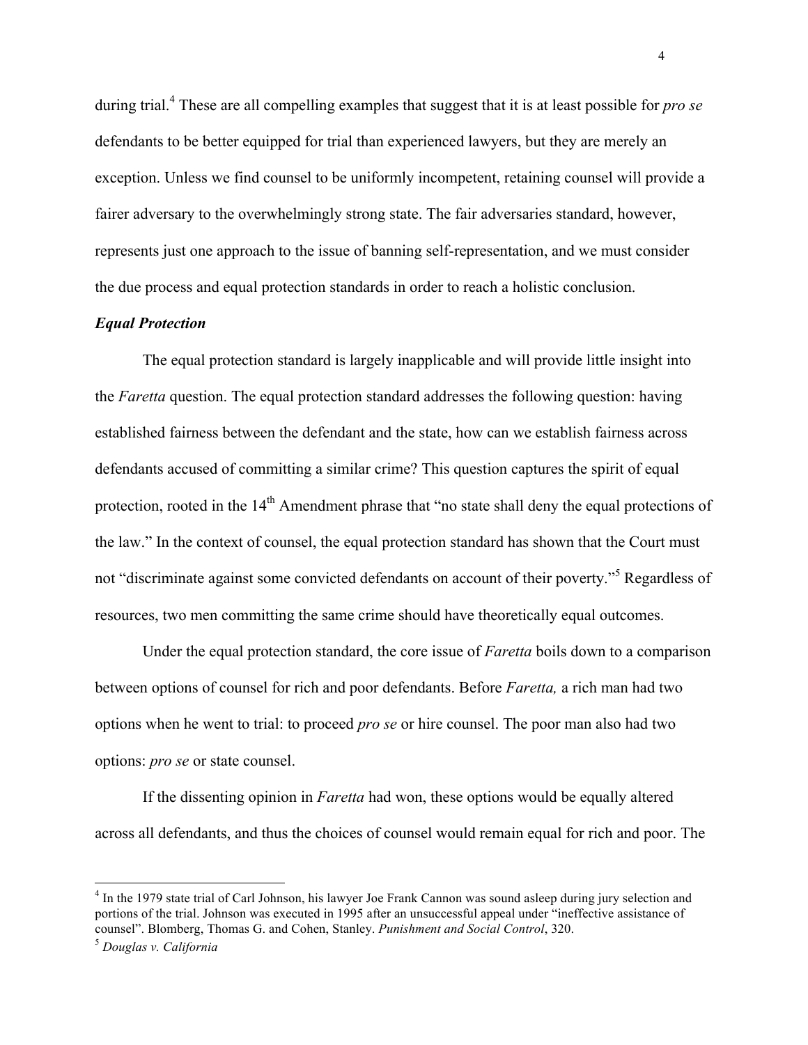during trial.[4] These are all compelling examples that suggest that it is at least possible for *pro se* defendants to be better equipped for trial than experienced lawyers, but they are merely an exception. Unless we find counsel to be uniformly incompetent, retaining counsel will provide a fairer adversary to the overwhelmingly strong state. The fair adversaries standard, however, represents just one approach to the issue of banning self-representation, and we must consider the due process and equal protection standards in order to reach a holistic conclusion.

***Equal Protection***

The equal protection standard is largely inapplicable and will provide little insight into the *Faretta* question. The equal protection standard addresses the following question: having established fairness between the defendant and the state, how can we establish fairness across defendants accused of committing a similar crime? This question captures the spirit of equal protection, rooted in the 14th Amendment phrase that "no state shall deny the equal protections of the law." In the context of counsel, the equal protection standard has shown that the Court must not "discriminate against some convicted defendants on account of their poverty."[5] Regardless of resources, two men committing the same crime should have theoretically equal outcomes.

Under the equal protection standard, the core issue of *Faretta* boils down to a comparison between options of counsel for rich and poor defendants. Before *Faretta,* a rich man had two options when he went to trial: to proceed *pro se* or hire counsel. The poor man also had two options: *pro se* or state counsel.

If the dissenting opinion in *Faretta* had won, these options would be equally altered across all defendants, and thus the choices of counsel would remain equal for rich and poor. The

---

[4] In the 1979 state trial of Carl Johnson, his lawyer Joe Frank Cannon was sound asleep during jury selection and portions of the trial. Johnson was executed in 1995 after an unsuccessful appeal under "ineffective assistance of counsel". Blomberg, Thomas G. and Cohen, Stanley. *Punishment and Social Control*, 320.

[5] *Douglas v. California*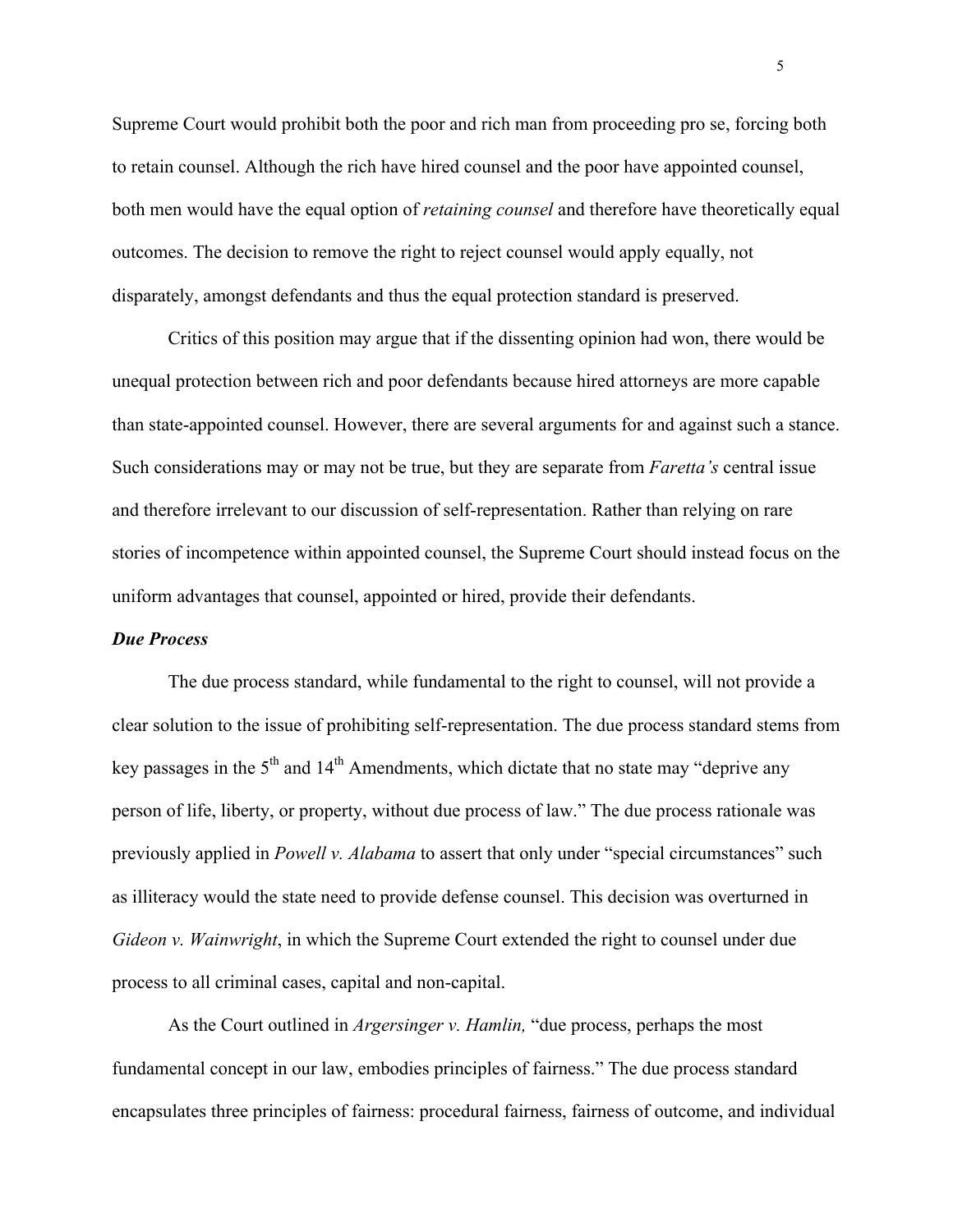Supreme Court would prohibit both the poor and rich man from proceeding pro se, forcing both to retain counsel. Although the rich have hired counsel and the poor have appointed counsel, both men would have the equal option of *retaining counsel* and therefore have theoretically equal outcomes. The decision to remove the right to reject counsel would apply equally, not disparately, amongst defendants and thus the equal protection standard is preserved.

Critics of this position may argue that if the dissenting opinion had won, there would be unequal protection between rich and poor defendants because hired attorneys are more capable than state-appointed counsel. However, there are several arguments for and against such a stance. Such considerations may or may not be true, but they are separate from *Faretta's* central issue and therefore irrelevant to our discussion of self-representation. Rather than relying on rare stories of incompetence within appointed counsel, the Supreme Court should instead focus on the uniform advantages that counsel, appointed or hired, provide their defendants.

***Due Process***

The due process standard, while fundamental to the right to counsel, will not provide a clear solution to the issue of prohibiting self-representation. The due process standard stems from key passages in the 5th and 14th Amendments, which dictate that no state may "deprive any person of life, liberty, or property, without due process of law." The due process rationale was previously applied in *Powell v. Alabama* to assert that only under "special circumstances" such as illiteracy would the state need to provide defense counsel. This decision was overturned in *Gideon v. Wainwright*, in which the Supreme Court extended the right to counsel under due process to all criminal cases, capital and non-capital.

As the Court outlined in *Argersinger v. Hamlin,* "due process, perhaps the most fundamental concept in our law, embodies principles of fairness." The due process standard encapsulates three principles of fairness: procedural fairness, fairness of outcome, and individual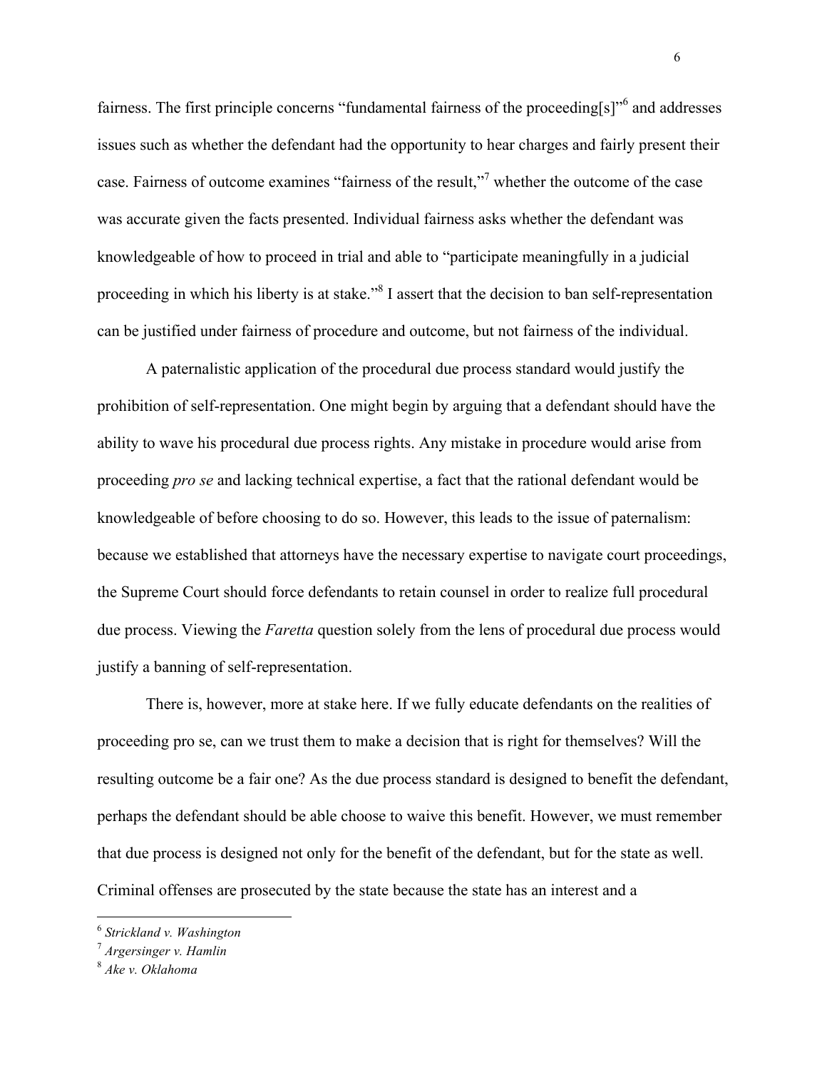fairness. The first principle concerns "fundamental fairness of the proceeding[s]"[6] and addresses issues such as whether the defendant had the opportunity to hear charges and fairly present their case. Fairness of outcome examines "fairness of the result,"[7] whether the outcome of the case was accurate given the facts presented. Individual fairness asks whether the defendant was knowledgeable of how to proceed in trial and able to "participate meaningfully in a judicial proceeding in which his liberty is at stake."[8] I assert that the decision to ban self-representation can be justified under fairness of procedure and outcome, but not fairness of the individual.

A paternalistic application of the procedural due process standard would justify the prohibition of self-representation. One might begin by arguing that a defendant should have the ability to wave his procedural due process rights. Any mistake in procedure would arise from proceeding *pro se* and lacking technical expertise, a fact that the rational defendant would be knowledgeable of before choosing to do so. However, this leads to the issue of paternalism: because we established that attorneys have the necessary expertise to navigate court proceedings, the Supreme Court should force defendants to retain counsel in order to realize full procedural due process. Viewing the *Faretta* question solely from the lens of procedural due process would justify a banning of self-representation.

There is, however, more at stake here. If we fully educate defendants on the realities of proceeding pro se, can we trust them to make a decision that is right for themselves? Will the resulting outcome be a fair one? As the due process standard is designed to benefit the defendant, perhaps the defendant should be able choose to waive this benefit. However, we must remember that due process is designed not only for the benefit of the defendant, but for the state as well. Criminal offenses are prosecuted by the state because the state has an interest and a

---

[6] *Strickland v. Washington*

[7] *Argersinger v. Hamlin*

[8] *Ake v. Oklahoma*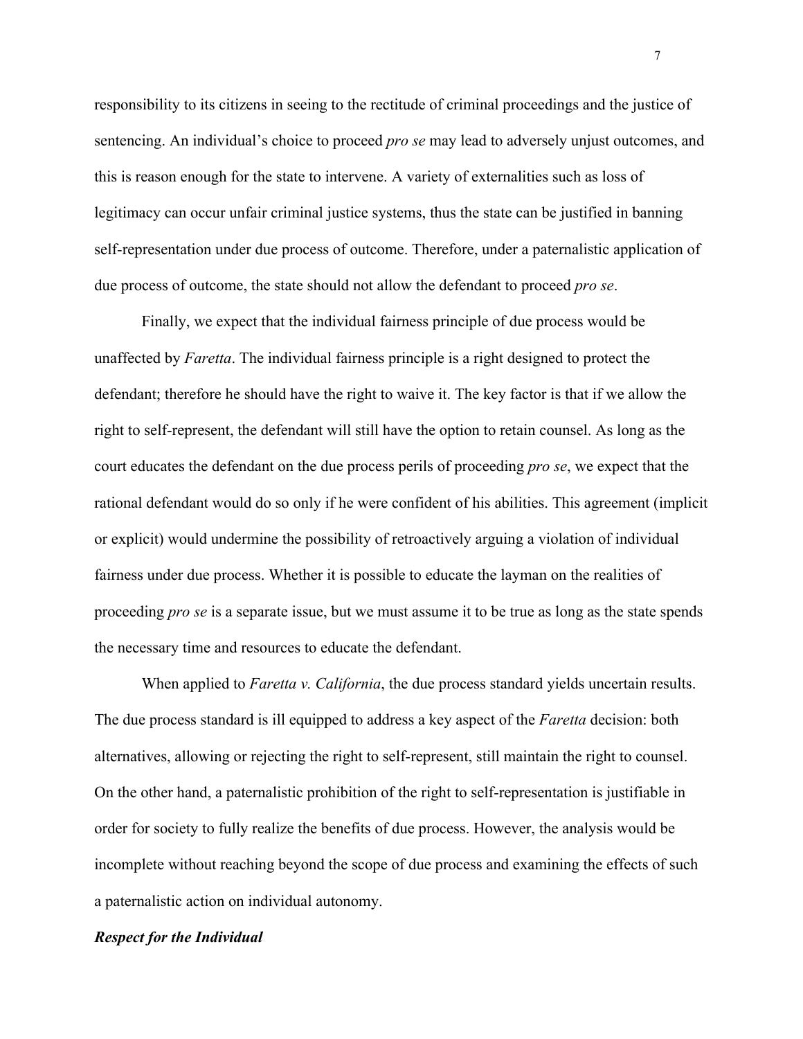responsibility to its citizens in seeing to the rectitude of criminal proceedings and the justice of sentencing. An individual's choice to proceed *pro se* may lead to adversely unjust outcomes, and this is reason enough for the state to intervene. A variety of externalities such as loss of legitimacy can occur unfair criminal justice systems, thus the state can be justified in banning self-representation under due process of outcome. Therefore, under a paternalistic application of due process of outcome, the state should not allow the defendant to proceed *pro se*.

Finally, we expect that the individual fairness principle of due process would be unaffected by *Faretta*. The individual fairness principle is a right designed to protect the defendant; therefore he should have the right to waive it. The key factor is that if we allow the right to self-represent, the defendant will still have the option to retain counsel. As long as the court educates the defendant on the due process perils of proceeding *pro se*, we expect that the rational defendant would do so only if he were confident of his abilities. This agreement (implicit or explicit) would undermine the possibility of retroactively arguing a violation of individual fairness under due process. Whether it is possible to educate the layman on the realities of proceeding *pro se* is a separate issue, but we must assume it to be true as long as the state spends the necessary time and resources to educate the defendant.

When applied to *Faretta v. California*, the due process standard yields uncertain results. The due process standard is ill equipped to address a key aspect of the *Faretta* decision: both alternatives, allowing or rejecting the right to self-represent, still maintain the right to counsel. On the other hand, a paternalistic prohibition of the right to self-representation is justifiable in order for society to fully realize the benefits of due process. However, the analysis would be incomplete without reaching beyond the scope of due process and examining the effects of such a paternalistic action on individual autonomy.

### ***Respect for the Individual***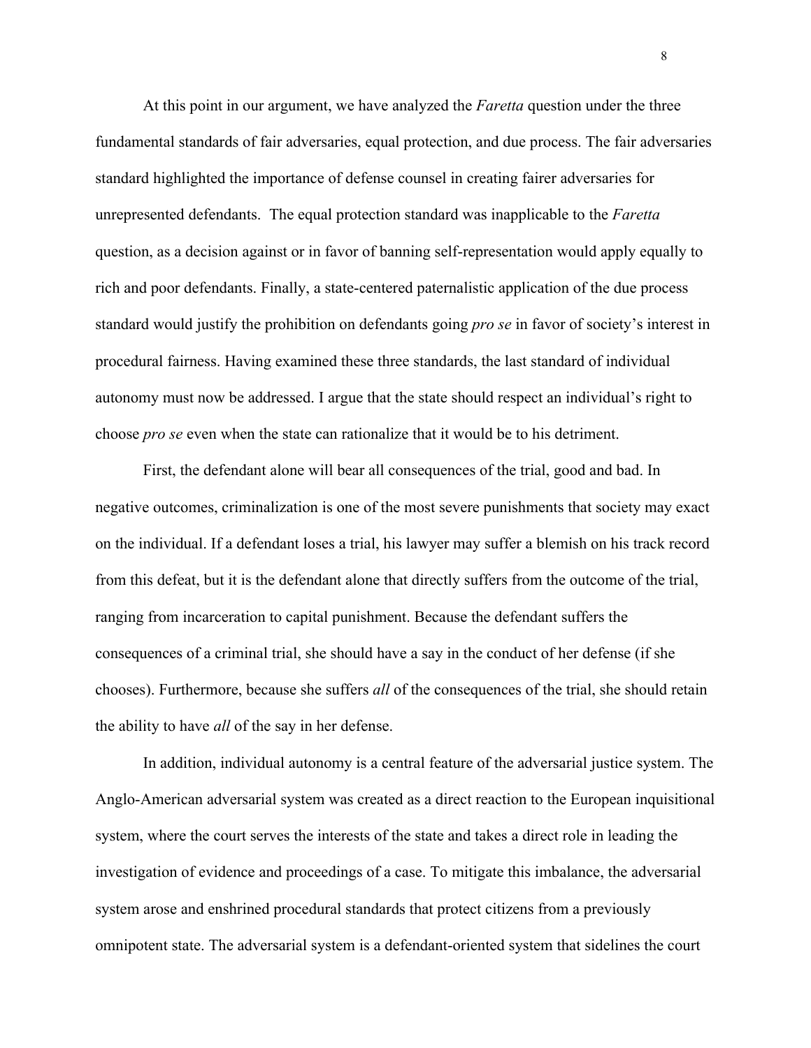At this point in our argument, we have analyzed the *Faretta* question under the three fundamental standards of fair adversaries, equal protection, and due process. The fair adversaries standard highlighted the importance of defense counsel in creating fairer adversaries for unrepresented defendants. The equal protection standard was inapplicable to the *Faretta* question, as a decision against or in favor of banning self-representation would apply equally to rich and poor defendants. Finally, a state-centered paternalistic application of the due process standard would justify the prohibition on defendants going *pro se* in favor of society's interest in procedural fairness. Having examined these three standards, the last standard of individual autonomy must now be addressed. I argue that the state should respect an individual's right to choose *pro se* even when the state can rationalize that it would be to his detriment.

First, the defendant alone will bear all consequences of the trial, good and bad. In negative outcomes, criminalization is one of the most severe punishments that society may exact on the individual. If a defendant loses a trial, his lawyer may suffer a blemish on his track record from this defeat, but it is the defendant alone that directly suffers from the outcome of the trial, ranging from incarceration to capital punishment. Because the defendant suffers the consequences of a criminal trial, she should have a say in the conduct of her defense (if she chooses). Furthermore, because she suffers *all* of the consequences of the trial, she should retain the ability to have *all* of the say in her defense.

In addition, individual autonomy is a central feature of the adversarial justice system. The Anglo-American adversarial system was created as a direct reaction to the European inquisitional system, where the court serves the interests of the state and takes a direct role in leading the investigation of evidence and proceedings of a case. To mitigate this imbalance, the adversarial system arose and enshrined procedural standards that protect citizens from a previously omnipotent state. The adversarial system is a defendant-oriented system that sidelines the court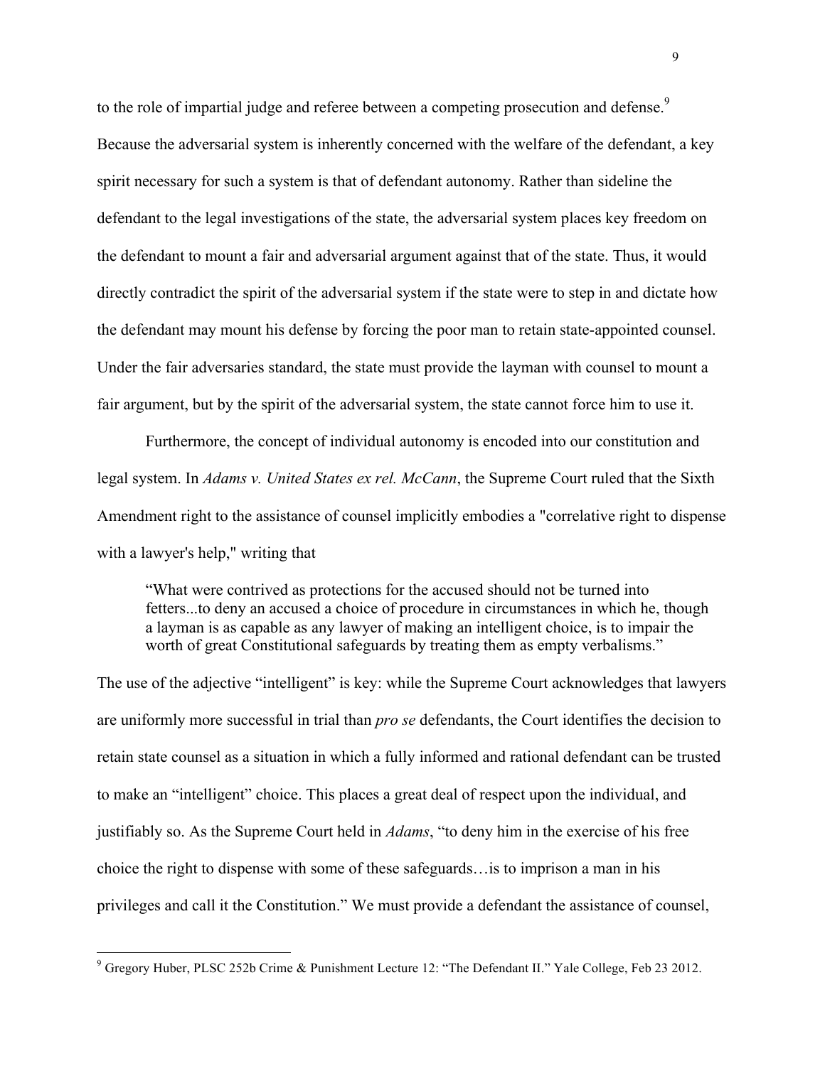to the role of impartial judge and referee between a competing prosecution and defense.[9] Because the adversarial system is inherently concerned with the welfare of the defendant, a key spirit necessary for such a system is that of defendant autonomy. Rather than sideline the defendant to the legal investigations of the state, the adversarial system places key freedom on the defendant to mount a fair and adversarial argument against that of the state. Thus, it would directly contradict the spirit of the adversarial system if the state were to step in and dictate how the defendant may mount his defense by forcing the poor man to retain state-appointed counsel. Under the fair adversaries standard, the state must provide the layman with counsel to mount a fair argument, but by the spirit of the adversarial system, the state cannot force him to use it.

Furthermore, the concept of individual autonomy is encoded into our constitution and legal system. In *Adams v. United States ex rel. McCann*, the Supreme Court ruled that the Sixth Amendment right to the assistance of counsel implicitly embodies a "correlative right to dispense with a lawyer's help," writing that

> "What were contrived as protections for the accused should not be turned into fetters...to deny an accused a choice of procedure in circumstances in which he, though a layman is as capable as any lawyer of making an intelligent choice, is to impair the worth of great Constitutional safeguards by treating them as empty verbalisms."

The use of the adjective "intelligent" is key: while the Supreme Court acknowledges that lawyers are uniformly more successful in trial than *pro se* defendants, the Court identifies the decision to retain state counsel as a situation in which a fully informed and rational defendant can be trusted to make an "intelligent" choice. This places a great deal of respect upon the individual, and justifiably so. As the Supreme Court held in *Adams*, "to deny him in the exercise of his free choice the right to dispense with some of these safeguards…is to imprison a man in his privileges and call it the Constitution." We must provide a defendant the assistance of counsel,

---

[9] Gregory Huber, PLSC 252b Crime & Punishment Lecture 12: "The Defendant II." Yale College, Feb 23 2012.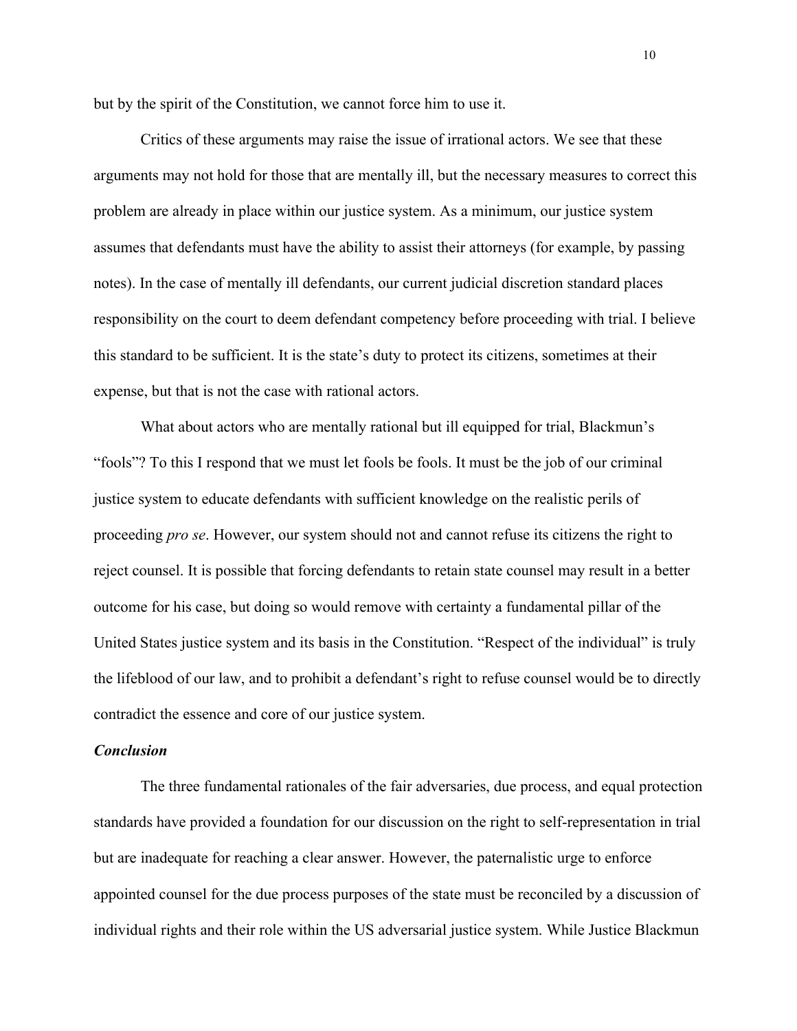but by the spirit of the Constitution, we cannot force him to use it.

Critics of these arguments may raise the issue of irrational actors. We see that these arguments may not hold for those that are mentally ill, but the necessary measures to correct this problem are already in place within our justice system. As a minimum, our justice system assumes that defendants must have the ability to assist their attorneys (for example, by passing notes). In the case of mentally ill defendants, our current judicial discretion standard places responsibility on the court to deem defendant competency before proceeding with trial. I believe this standard to be sufficient. It is the state's duty to protect its citizens, sometimes at their expense, but that is not the case with rational actors.

What about actors who are mentally rational but ill equipped for trial, Blackmun's "fools"? To this I respond that we must let fools be fools. It must be the job of our criminal justice system to educate defendants with sufficient knowledge on the realistic perils of proceeding *pro se*. However, our system should not and cannot refuse its citizens the right to reject counsel. It is possible that forcing defendants to retain state counsel may result in a better outcome for his case, but doing so would remove with certainty a fundamental pillar of the United States justice system and its basis in the Constitution. "Respect of the individual" is truly the lifeblood of our law, and to prohibit a defendant's right to refuse counsel would be to directly contradict the essence and core of our justice system.

***Conclusion***

The three fundamental rationales of the fair adversaries, due process, and equal protection standards have provided a foundation for our discussion on the right to self-representation in trial but are inadequate for reaching a clear answer. However, the paternalistic urge to enforce appointed counsel for the due process purposes of the state must be reconciled by a discussion of individual rights and their role within the US adversarial justice system. While Justice Blackmun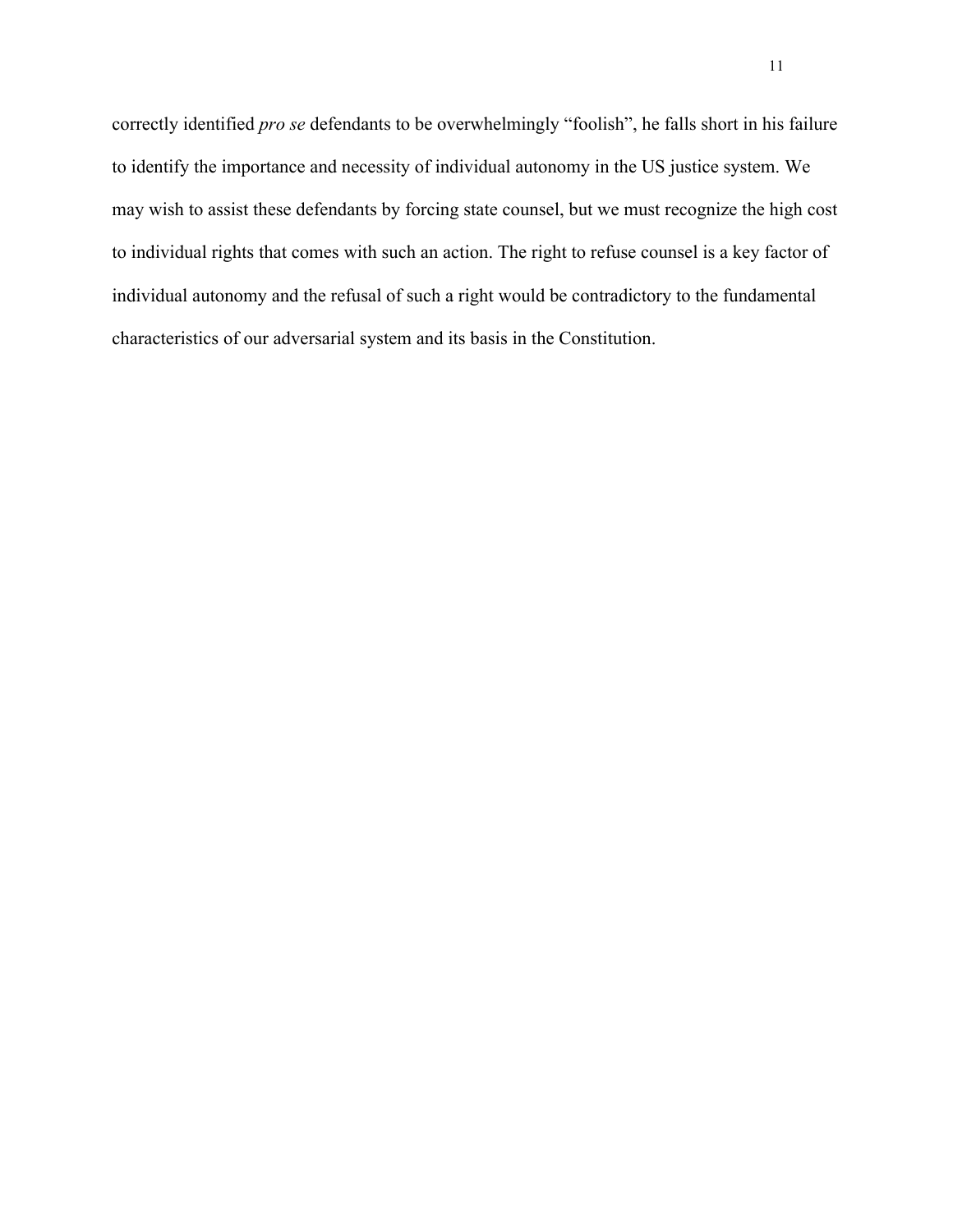correctly identified *pro se* defendants to be overwhelmingly "foolish", he falls short in his failure to identify the importance and necessity of individual autonomy in the US justice system. We may wish to assist these defendants by forcing state counsel, but we must recognize the high cost to individual rights that comes with such an action. The right to refuse counsel is a key factor of individual autonomy and the refusal of such a right would be contradictory to the fundamental characteristics of our adversarial system and its basis in the Constitution.